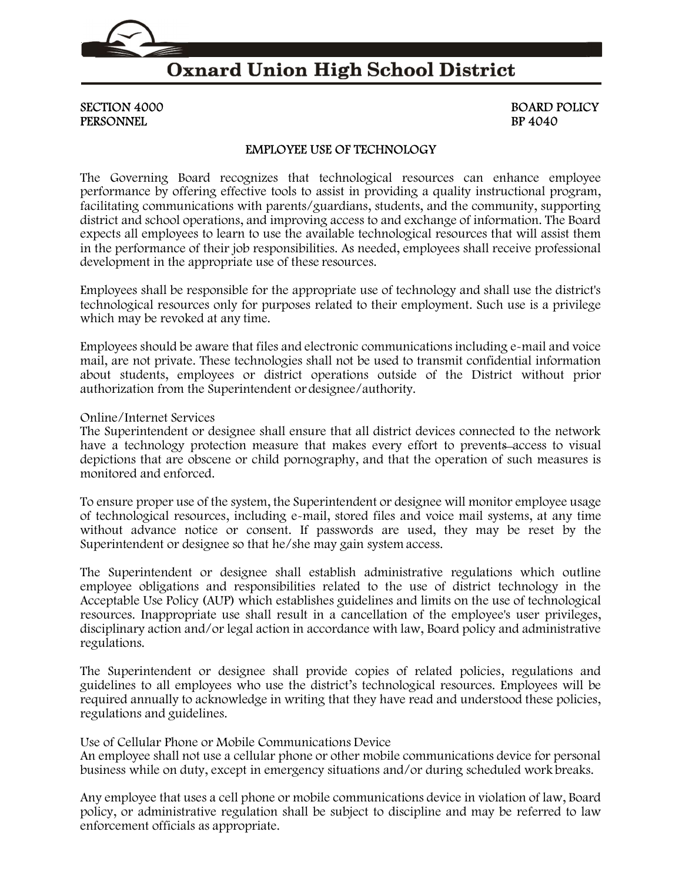# Oxnard Union High School District

SECTION 4000 BOARD POLICY
PERSONNEL BP 4040

## EMPLOYEE USE OF TECHNOLOGY

The Governing Board recognizes that technological resources can enhance employee performance by offering effective tools to assist in providing a quality instructional program, facilitating communications with parents/guardians, students, and the community, supporting district and school operations, and improving access to and exchange of information. The Board expects all employees to learn to use the available technological resources that will assist them in the performance of their job responsibilities. As needed, employees shall receive professional development in the appropriate use of these resources.

Employees shall be responsible for the appropriate use of technology and shall use the district's technological resources only for purposes related to their employment. Such use is a privilege which may be revoked at any time.

Employees should be aware that files and electronic communications including e-mail and voice mail, are not private. These technologies shall not be used to transmit confidential information about students, employees or district operations outside of the District without prior authorization from the Superintendent or designee/authority.

Online/Internet Services
The Superintendent or designee shall ensure that all district devices connected to the network have a technology protection measure that makes every effort to prevents access to visual depictions that are obscene or child pornography, and that the operation of such measures is monitored and enforced.

To ensure proper use of the system, the Superintendent or designee will monitor employee usage of technological resources, including e-mail, stored files and voice mail systems, at any time without advance notice or consent. If passwords are used, they may be reset by the Superintendent or designee so that he/she may gain system access.

The Superintendent or designee shall establish administrative regulations which outline employee obligations and responsibilities related to the use of district technology in the Acceptable Use Policy (AUP) which establishes guidelines and limits on the use of technological resources. Inappropriate use shall result in a cancellation of the employee's user privileges, disciplinary action and/or legal action in accordance with law, Board policy and administrative regulations.

The Superintendent or designee shall provide copies of related policies, regulations and guidelines to all employees who use the district's technological resources. Employees will be required annually to acknowledge in writing that they have read and understood these policies, regulations and guidelines.

Use of Cellular Phone or Mobile Communications Device
An employee shall not use a cellular phone or other mobile communications device for personal business while on duty, except in emergency situations and/or during scheduled work breaks.

Any employee that uses a cell phone or mobile communications device in violation of law, Board policy, or administrative regulation shall be subject to discipline and may be referred to law enforcement officials as appropriate.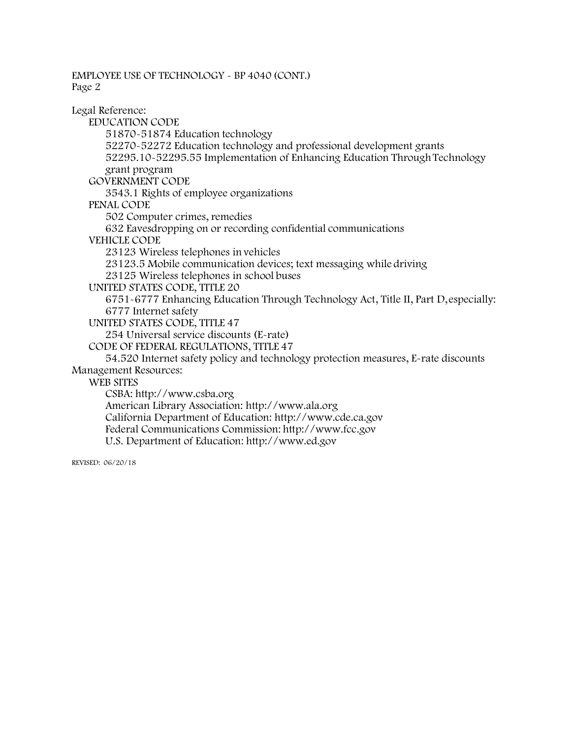Legal Reference:

EDUCATION CODE

51870-51874 Education technology

52270-52272 Education technology and professional development grants

52295.10-52295.55 Implementation of Enhancing Education Through Technology grant program

GOVERNMENT CODE

3543.1 Rights of employee organizations

PENAL CODE

502 Computer crimes, remedies

632 Eavesdropping on or recording confidential communications

VEHICLE CODE

23123 Wireless telephones in vehicles

23123.5 Mobile communication devices; text messaging while driving

23125 Wireless telephones in school buses

UNITED STATES CODE, TITLE 20

6751-6777 Enhancing Education Through Technology Act, Title II, Part D, especially:
6777 Internet safety

UNITED STATES CODE, TITLE 47

254 Universal service discounts (E-rate)

CODE OF FEDERAL REGULATIONS, TITLE 47

54.520 Internet safety policy and technology protection measures, E-rate discounts

Management Resources:

WEB SITES

CSBA: http://www.csba.org

American Library Association: http://www.ala.org

California Department of Education: http://www.cde.ca.gov

Federal Communications Commission: http://www.fcc.gov

U.S. Department of Education: http://www.ed.gov

REVISED: 06/20/18